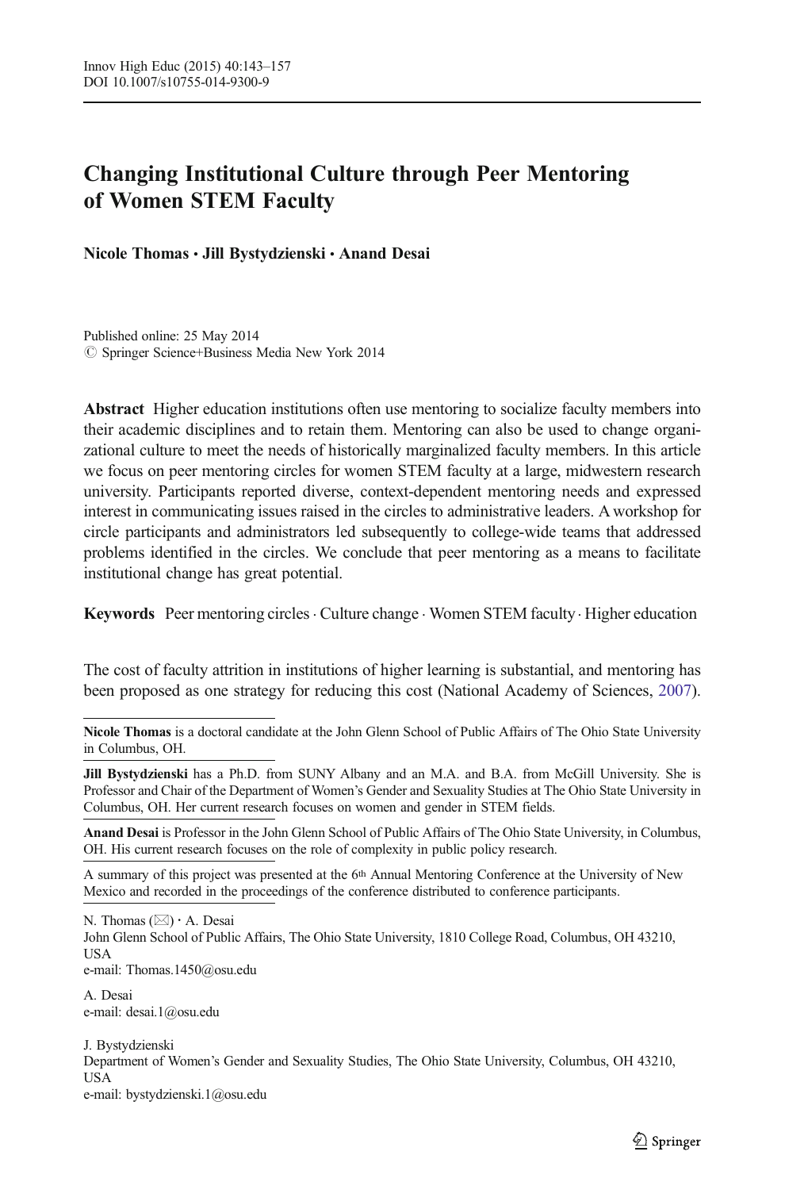# Changing Institutional Culture through Peer Mentoring of Women STEM Faculty

**Nicole Thomas · Jill Bystydzienski · Anand Desai**

Published online: 25 May 2014
© Springer Science+Business Media New York 2014

**Abstract** Higher education institutions often use mentoring to socialize faculty members into their academic disciplines and to retain them. Mentoring can also be used to change organizational culture to meet the needs of historically marginalized faculty members. In this article we focus on peer mentoring circles for women STEM faculty at a large, midwestern research university. Participants reported diverse, context-dependent mentoring needs and expressed interest in communicating issues raised in the circles to administrative leaders. A workshop for circle participants and administrators led subsequently to college-wide teams that addressed problems identified in the circles. We conclude that peer mentoring as a means to facilitate institutional change has great potential.

**Keywords** Peer mentoring circles · Culture change · Women STEM faculty · Higher education

The cost of faculty attrition in institutions of higher learning is substantial, and mentoring has been proposed as one strategy for reducing this cost (National Academy of Sciences, 2007).

---

**Nicole Thomas** is a doctoral candidate at the John Glenn School of Public Affairs of The Ohio State University in Columbus, OH.

**Jill Bystydzienski** has a Ph.D. from SUNY Albany and an M.A. and B.A. from McGill University. She is Professor and Chair of the Department of Women's Gender and Sexuality Studies at The Ohio State University in Columbus, OH. Her current research focuses on women and gender in STEM fields.

**Anand Desai** is Professor in the John Glenn School of Public Affairs of The Ohio State University, in Columbus, OH. His current research focuses on the role of complexity in public policy research.

A summary of this project was presented at the 6th Annual Mentoring Conference at the University of New Mexico and recorded in the proceedings of the conference distributed to conference participants.

N. Thomas (✉) · A. Desai
John Glenn School of Public Affairs, The Ohio State University, 1810 College Road, Columbus, OH 43210, USA
e-mail: Thomas.1450@osu.edu

A. Desai
e-mail: desai.1@osu.edu

J. Bystydzienski
Department of Women's Gender and Sexuality Studies, The Ohio State University, Columbus, OH 43210, USA
e-mail: bystydzienski.1@osu.edu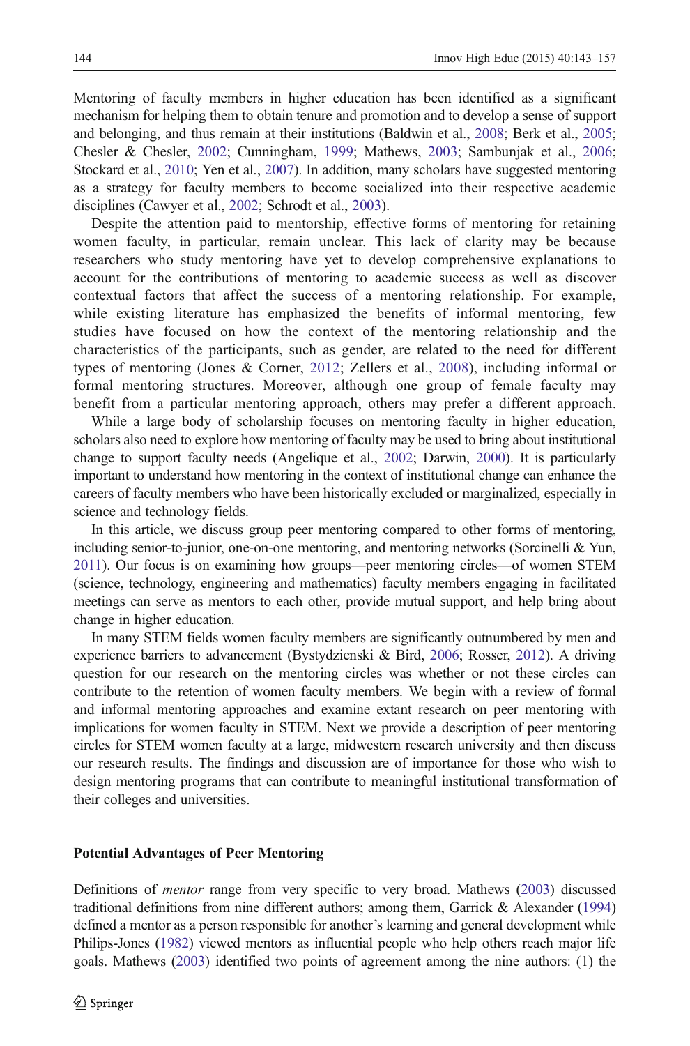Mentoring of faculty members in higher education has been identified as a significant mechanism for helping them to obtain tenure and promotion and to develop a sense of support and belonging, and thus remain at their institutions (Baldwin et al., 2008; Berk et al., 2005; Chesler & Chesler, 2002; Cunningham, 1999; Mathews, 2003; Sambunjak et al., 2006; Stockard et al., 2010; Yen et al., 2007). In addition, many scholars have suggested mentoring as a strategy for faculty members to become socialized into their respective academic disciplines (Cawyer et al., 2002; Schrodt et al., 2003).

Despite the attention paid to mentorship, effective forms of mentoring for retaining women faculty, in particular, remain unclear. This lack of clarity may be because researchers who study mentoring have yet to develop comprehensive explanations to account for the contributions of mentoring to academic success as well as discover contextual factors that affect the success of a mentoring relationship. For example, while existing literature has emphasized the benefits of informal mentoring, few studies have focused on how the context of the mentoring relationship and the characteristics of the participants, such as gender, are related to the need for different types of mentoring (Jones & Corner, 2012; Zellers et al., 2008), including informal or formal mentoring structures. Moreover, although one group of female faculty may benefit from a particular mentoring approach, others may prefer a different approach.

While a large body of scholarship focuses on mentoring faculty in higher education, scholars also need to explore how mentoring of faculty may be used to bring about institutional change to support faculty needs (Angelique et al., 2002; Darwin, 2000). It is particularly important to understand how mentoring in the context of institutional change can enhance the careers of faculty members who have been historically excluded or marginalized, especially in science and technology fields.

In this article, we discuss group peer mentoring compared to other forms of mentoring, including senior-to-junior, one-on-one mentoring, and mentoring networks (Sorcinelli & Yun, 2011). Our focus is on examining how groups—peer mentoring circles—of women STEM (science, technology, engineering and mathematics) faculty members engaging in facilitated meetings can serve as mentors to each other, provide mutual support, and help bring about change in higher education.

In many STEM fields women faculty members are significantly outnumbered by men and experience barriers to advancement (Bystydzienski & Bird, 2006; Rosser, 2012). A driving question for our research on the mentoring circles was whether or not these circles can contribute to the retention of women faculty members. We begin with a review of formal and informal mentoring approaches and examine extant research on peer mentoring with implications for women faculty in STEM. Next we provide a description of peer mentoring circles for STEM women faculty at a large, midwestern research university and then discuss our research results. The findings and discussion are of importance for those who wish to design mentoring programs that can contribute to meaningful institutional transformation of their colleges and universities.

## Potential Advantages of Peer Mentoring

Definitions of *mentor* range from very specific to very broad. Mathews (2003) discussed traditional definitions from nine different authors; among them, Garrick & Alexander (1994) defined a mentor as a person responsible for another's learning and general development while Philips-Jones (1982) viewed mentors as influential people who help others reach major life goals. Mathews (2003) identified two points of agreement among the nine authors: (1) the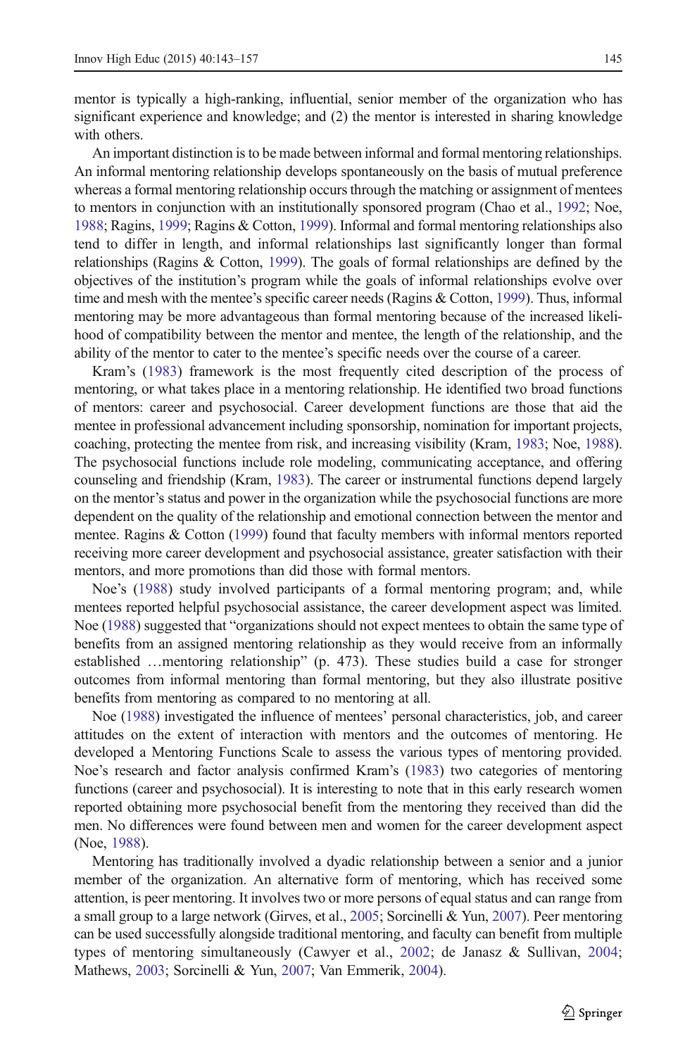mentor is typically a high-ranking, influential, senior member of the organization who has significant experience and knowledge; and (2) the mentor is interested in sharing knowledge with others.

An important distinction is to be made between informal and formal mentoring relationships. An informal mentoring relationship develops spontaneously on the basis of mutual preference whereas a formal mentoring relationship occurs through the matching or assignment of mentees to mentors in conjunction with an institutionally sponsored program (Chao et al., 1992; Noe, 1988; Ragins, 1999; Ragins & Cotton, 1999). Informal and formal mentoring relationships also tend to differ in length, and informal relationships last significantly longer than formal relationships (Ragins & Cotton, 1999). The goals of formal relationships are defined by the objectives of the institution's program while the goals of informal relationships evolve over time and mesh with the mentee's specific career needs (Ragins & Cotton, 1999). Thus, informal mentoring may be more advantageous than formal mentoring because of the increased likelihood of compatibility between the mentor and mentee, the length of the relationship, and the ability of the mentor to cater to the mentee's specific needs over the course of a career.

Kram's (1983) framework is the most frequently cited description of the process of mentoring, or what takes place in a mentoring relationship. He identified two broad functions of mentors: career and psychosocial. Career development functions are those that aid the mentee in professional advancement including sponsorship, nomination for important projects, coaching, protecting the mentee from risk, and increasing visibility (Kram, 1983; Noe, 1988). The psychosocial functions include role modeling, communicating acceptance, and offering counseling and friendship (Kram, 1983). The career or instrumental functions depend largely on the mentor's status and power in the organization while the psychosocial functions are more dependent on the quality of the relationship and emotional connection between the mentor and mentee. Ragins & Cotton (1999) found that faculty members with informal mentors reported receiving more career development and psychosocial assistance, greater satisfaction with their mentors, and more promotions than did those with formal mentors.

Noe's (1988) study involved participants of a formal mentoring program; and, while mentees reported helpful psychosocial assistance, the career development aspect was limited. Noe (1988) suggested that "organizations should not expect mentees to obtain the same type of benefits from an assigned mentoring relationship as they would receive from an informally established …mentoring relationship" (p. 473). These studies build a case for stronger outcomes from informal mentoring than formal mentoring, but they also illustrate positive benefits from mentoring as compared to no mentoring at all.

Noe (1988) investigated the influence of mentees' personal characteristics, job, and career attitudes on the extent of interaction with mentors and the outcomes of mentoring. He developed a Mentoring Functions Scale to assess the various types of mentoring provided. Noe's research and factor analysis confirmed Kram's (1983) two categories of mentoring functions (career and psychosocial). It is interesting to note that in this early research women reported obtaining more psychosocial benefit from the mentoring they received than did the men. No differences were found between men and women for the career development aspect (Noe, 1988).

Mentoring has traditionally involved a dyadic relationship between a senior and a junior member of the organization. An alternative form of mentoring, which has received some attention, is peer mentoring. It involves two or more persons of equal status and can range from a small group to a large network (Girves, et al., 2005; Sorcinelli & Yun, 2007). Peer mentoring can be used successfully alongside traditional mentoring, and faculty can benefit from multiple types of mentoring simultaneously (Cawyer et al., 2002; de Janasz & Sullivan, 2004; Mathews, 2003; Sorcinelli & Yun, 2007; Van Emmerik, 2004).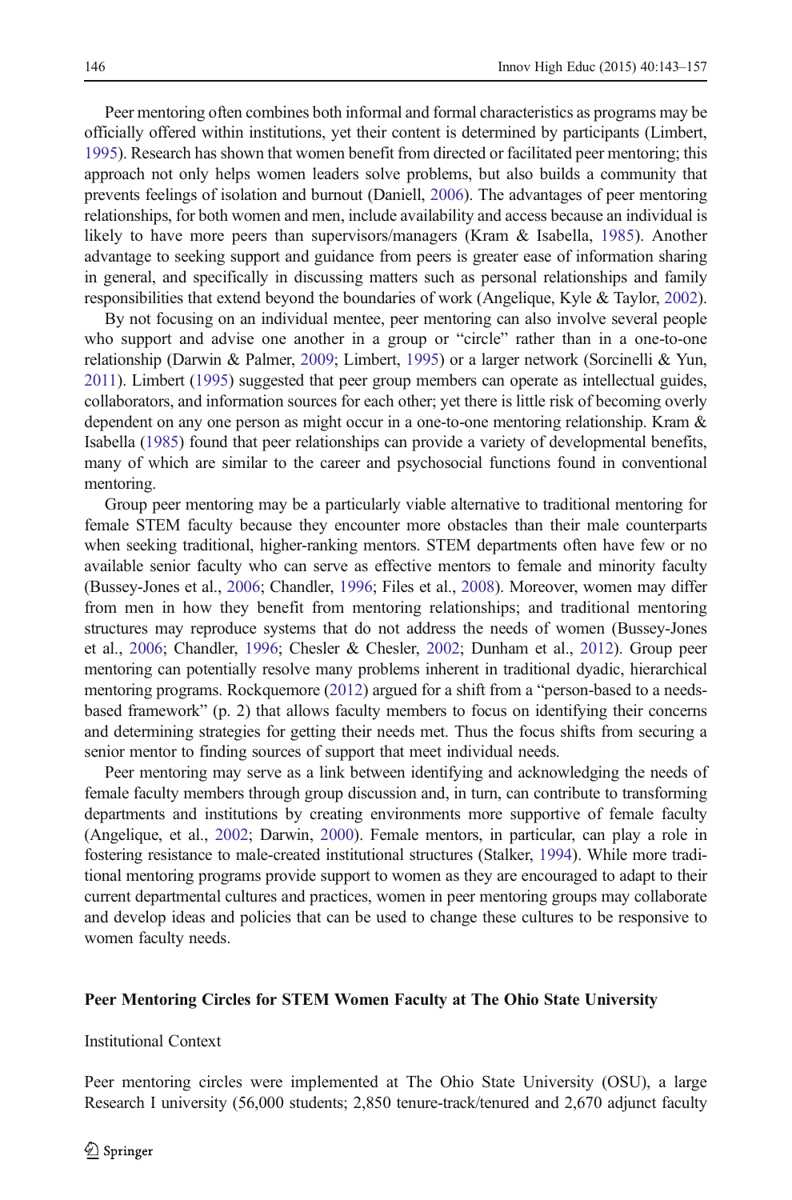Peer mentoring often combines both informal and formal characteristics as programs may be officially offered within institutions, yet their content is determined by participants (Limbert, 1995). Research has shown that women benefit from directed or facilitated peer mentoring; this approach not only helps women leaders solve problems, but also builds a community that prevents feelings of isolation and burnout (Daniell, 2006). The advantages of peer mentoring relationships, for both women and men, include availability and access because an individual is likely to have more peers than supervisors/managers (Kram & Isabella, 1985). Another advantage to seeking support and guidance from peers is greater ease of information sharing in general, and specifically in discussing matters such as personal relationships and family responsibilities that extend beyond the boundaries of work (Angelique, Kyle & Taylor, 2002).

By not focusing on an individual mentee, peer mentoring can also involve several people who support and advise one another in a group or "circle" rather than in a one-to-one relationship (Darwin & Palmer, 2009; Limbert, 1995) or a larger network (Sorcinelli & Yun, 2011). Limbert (1995) suggested that peer group members can operate as intellectual guides, collaborators, and information sources for each other; yet there is little risk of becoming overly dependent on any one person as might occur in a one-to-one mentoring relationship. Kram & Isabella (1985) found that peer relationships can provide a variety of developmental benefits, many of which are similar to the career and psychosocial functions found in conventional mentoring.

Group peer mentoring may be a particularly viable alternative to traditional mentoring for female STEM faculty because they encounter more obstacles than their male counterparts when seeking traditional, higher-ranking mentors. STEM departments often have few or no available senior faculty who can serve as effective mentors to female and minority faculty (Bussey-Jones et al., 2006; Chandler, 1996; Files et al., 2008). Moreover, women may differ from men in how they benefit from mentoring relationships; and traditional mentoring structures may reproduce systems that do not address the needs of women (Bussey-Jones et al., 2006; Chandler, 1996; Chesler & Chesler, 2002; Dunham et al., 2012). Group peer mentoring can potentially resolve many problems inherent in traditional dyadic, hierarchical mentoring programs. Rockquemore (2012) argued for a shift from a "person-based to a needs-based framework" (p. 2) that allows faculty members to focus on identifying their concerns and determining strategies for getting their needs met. Thus the focus shifts from securing a senior mentor to finding sources of support that meet individual needs.

Peer mentoring may serve as a link between identifying and acknowledging the needs of female faculty members through group discussion and, in turn, can contribute to transforming departments and institutions by creating environments more supportive of female faculty (Angelique, et al., 2002; Darwin, 2000). Female mentors, in particular, can play a role in fostering resistance to male-created institutional structures (Stalker, 1994). While more traditional mentoring programs provide support to women as they are encouraged to adapt to their current departmental cultures and practices, women in peer mentoring groups may collaborate and develop ideas and policies that can be used to change these cultures to be responsive to women faculty needs.

## Peer Mentoring Circles for STEM Women Faculty at The Ohio State University

### Institutional Context

Peer mentoring circles were implemented at The Ohio State University (OSU), a large Research I university (56,000 students; 2,850 tenure-track/tenured and 2,670 adjunct faculty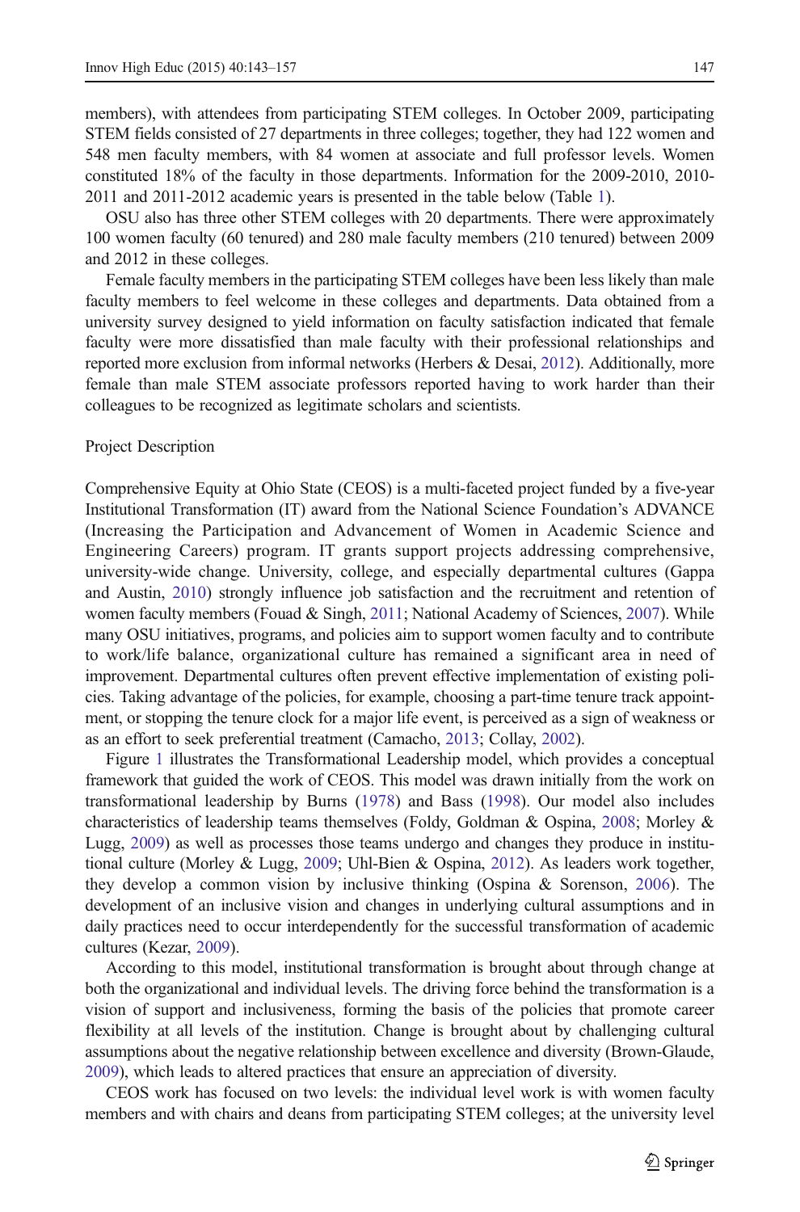members), with attendees from participating STEM colleges. In October 2009, participating STEM fields consisted of 27 departments in three colleges; together, they had 122 women and 548 men faculty members, with 84 women at associate and full professor levels. Women constituted 18% of the faculty in those departments. Information for the 2009-2010, 2010-2011 and 2011-2012 academic years is presented in the table below (Table 1).

OSU also has three other STEM colleges with 20 departments. There were approximately 100 women faculty (60 tenured) and 280 male faculty members (210 tenured) between 2009 and 2012 in these colleges.

Female faculty members in the participating STEM colleges have been less likely than male faculty members to feel welcome in these colleges and departments. Data obtained from a university survey designed to yield information on faculty satisfaction indicated that female faculty were more dissatisfied than male faculty with their professional relationships and reported more exclusion from informal networks (Herbers & Desai, 2012). Additionally, more female than male STEM associate professors reported having to work harder than their colleagues to be recognized as legitimate scholars and scientists.

## Project Description

Comprehensive Equity at Ohio State (CEOS) is a multi-faceted project funded by a five-year Institutional Transformation (IT) award from the National Science Foundation's ADVANCE (Increasing the Participation and Advancement of Women in Academic Science and Engineering Careers) program. IT grants support projects addressing comprehensive, university-wide change. University, college, and especially departmental cultures (Gappa and Austin, 2010) strongly influence job satisfaction and the recruitment and retention of women faculty members (Fouad & Singh, 2011; National Academy of Sciences, 2007). While many OSU initiatives, programs, and policies aim to support women faculty and to contribute to work/life balance, organizational culture has remained a significant area in need of improvement. Departmental cultures often prevent effective implementation of existing policies. Taking advantage of the policies, for example, choosing a part-time tenure track appointment, or stopping the tenure clock for a major life event, is perceived as a sign of weakness or as an effort to seek preferential treatment (Camacho, 2013; Collay, 2002).

Figure 1 illustrates the Transformational Leadership model, which provides a conceptual framework that guided the work of CEOS. This model was drawn initially from the work on transformational leadership by Burns (1978) and Bass (1998). Our model also includes characteristics of leadership teams themselves (Foldy, Goldman & Ospina, 2008; Morley & Lugg, 2009) as well as processes those teams undergo and changes they produce in institutional culture (Morley & Lugg, 2009; Uhl-Bien & Ospina, 2012). As leaders work together, they develop a common vision by inclusive thinking (Ospina & Sorenson, 2006). The development of an inclusive vision and changes in underlying cultural assumptions and in daily practices need to occur interdependently for the successful transformation of academic cultures (Kezar, 2009).

According to this model, institutional transformation is brought about through change at both the organizational and individual levels. The driving force behind the transformation is a vision of support and inclusiveness, forming the basis of the policies that promote career flexibility at all levels of the institution. Change is brought about by challenging cultural assumptions about the negative relationship between excellence and diversity (Brown-Glaude, 2009), which leads to altered practices that ensure an appreciation of diversity.

CEOS work has focused on two levels: the individual level work is with women faculty members and with chairs and deans from participating STEM colleges; at the university level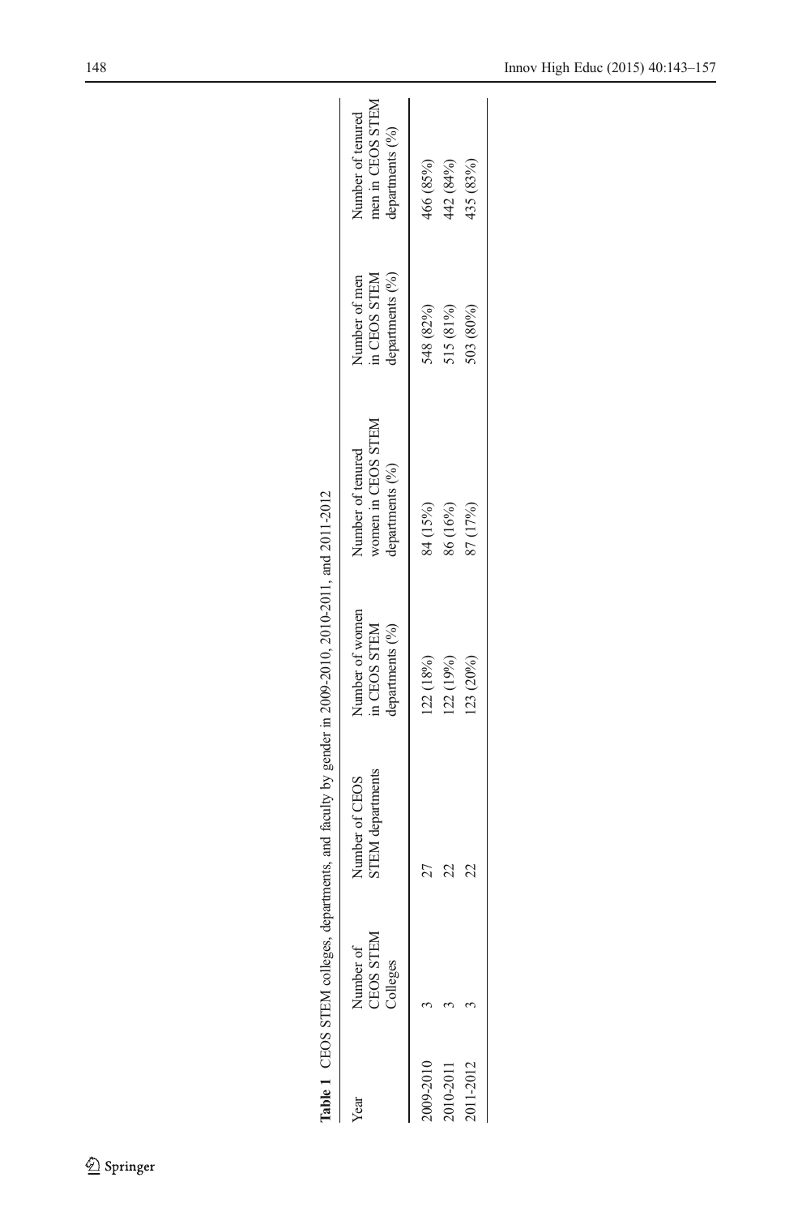**Table 1** CEOS STEM colleges, departments, and faculty by gender in 2009-2010, 2010-2011, and 2011-2012

| Year | Number of CEOS STEM Colleges | Number of CEOS STEM departments | Number of women in CEOS STEM departments (%) | Number of tenured women in CEOS STEM departments (%) | Number of men in CEOS STEM departments (%) | Number of tenured men in CEOS STEM departments (%) |
|---|---|---|---|---|---|---|
| 2009-2010 | 3 | 27 | 122 (18%) | 84 (15%) | 548 (82%) | 466 (85%) |
| 2010-2011 | 3 | 22 | 122 (19%) | 86 (16%) | 515 (81%) | 442 (84%) |
| 2011-2012 | 3 | 22 | 123 (20%) | 87 (17%) | 503 (80%) | 435 (83%) |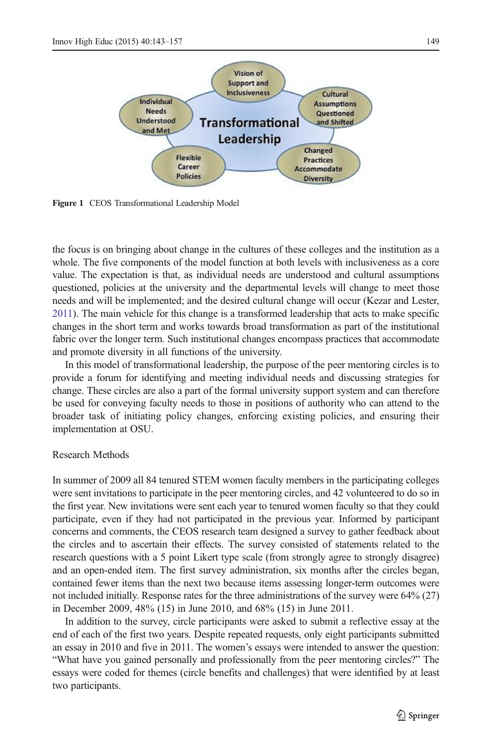Figure 1 CEOS Transformational Leadership Model

the focus is on bringing about change in the cultures of these colleges and the institution as a whole. The five components of the model function at both levels with inclusiveness as a core value. The expectation is that, as individual needs are understood and cultural assumptions questioned, policies at the university and the departmental levels will change to meet those needs and will be implemented; and the desired cultural change will occur (Kezar and Lester, 2011). The main vehicle for this change is a transformed leadership that acts to make specific changes in the short term and works towards broad transformation as part of the institutional fabric over the longer term. Such institutional changes encompass practices that accommodate and promote diversity in all functions of the university.

In this model of transformational leadership, the purpose of the peer mentoring circles is to provide a forum for identifying and meeting individual needs and discussing strategies for change. These circles are also a part of the formal university support system and can therefore be used for conveying faculty needs to those in positions of authority who can attend to the broader task of initiating policy changes, enforcing existing policies, and ensuring their implementation at OSU.

## Research Methods

In summer of 2009 all 84 tenured STEM women faculty members in the participating colleges were sent invitations to participate in the peer mentoring circles, and 42 volunteered to do so in the first year. New invitations were sent each year to tenured women faculty so that they could participate, even if they had not participated in the previous year. Informed by participant concerns and comments, the CEOS research team designed a survey to gather feedback about the circles and to ascertain their effects. The survey consisted of statements related to the research questions with a 5 point Likert type scale (from strongly agree to strongly disagree) and an open-ended item. The first survey administration, six months after the circles began, contained fewer items than the next two because items assessing longer-term outcomes were not included initially. Response rates for the three administrations of the survey were 64% (27) in December 2009, 48% (15) in June 2010, and 68% (15) in June 2011.

In addition to the survey, circle participants were asked to submit a reflective essay at the end of each of the first two years. Despite repeated requests, only eight participants submitted an essay in 2010 and five in 2011. The women's essays were intended to answer the question: "What have you gained personally and professionally from the peer mentoring circles?" The essays were coded for themes (circle benefits and challenges) that were identified by at least two participants.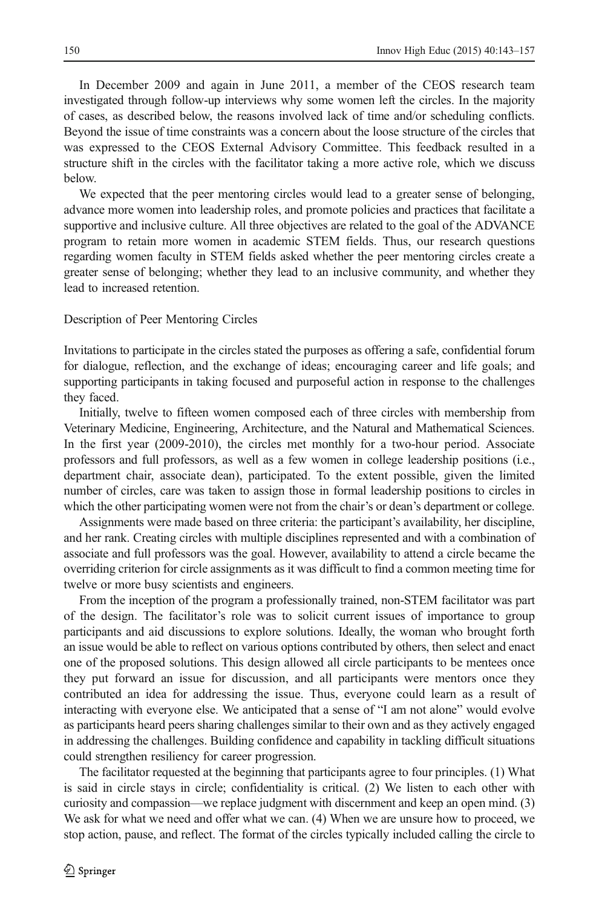In December 2009 and again in June 2011, a member of the CEOS research team investigated through follow-up interviews why some women left the circles. In the majority of cases, as described below, the reasons involved lack of time and/or scheduling conflicts. Beyond the issue of time constraints was a concern about the loose structure of the circles that was expressed to the CEOS External Advisory Committee. This feedback resulted in a structure shift in the circles with the facilitator taking a more active role, which we discuss below.

We expected that the peer mentoring circles would lead to a greater sense of belonging, advance more women into leadership roles, and promote policies and practices that facilitate a supportive and inclusive culture. All three objectives are related to the goal of the ADVANCE program to retain more women in academic STEM fields. Thus, our research questions regarding women faculty in STEM fields asked whether the peer mentoring circles create a greater sense of belonging; whether they lead to an inclusive community, and whether they lead to increased retention.

## Description of Peer Mentoring Circles

Invitations to participate in the circles stated the purposes as offering a safe, confidential forum for dialogue, reflection, and the exchange of ideas; encouraging career and life goals; and supporting participants in taking focused and purposeful action in response to the challenges they faced.

Initially, twelve to fifteen women composed each of three circles with membership from Veterinary Medicine, Engineering, Architecture, and the Natural and Mathematical Sciences. In the first year (2009-2010), the circles met monthly for a two-hour period. Associate professors and full professors, as well as a few women in college leadership positions (i.e., department chair, associate dean), participated. To the extent possible, given the limited number of circles, care was taken to assign those in formal leadership positions to circles in which the other participating women were not from the chair's or dean's department or college.

Assignments were made based on three criteria: the participant's availability, her discipline, and her rank. Creating circles with multiple disciplines represented and with a combination of associate and full professors was the goal. However, availability to attend a circle became the overriding criterion for circle assignments as it was difficult to find a common meeting time for twelve or more busy scientists and engineers.

From the inception of the program a professionally trained, non-STEM facilitator was part of the design. The facilitator's role was to solicit current issues of importance to group participants and aid discussions to explore solutions. Ideally, the woman who brought forth an issue would be able to reflect on various options contributed by others, then select and enact one of the proposed solutions. This design allowed all circle participants to be mentees once they put forward an issue for discussion, and all participants were mentors once they contributed an idea for addressing the issue. Thus, everyone could learn as a result of interacting with everyone else. We anticipated that a sense of "I am not alone" would evolve as participants heard peers sharing challenges similar to their own and as they actively engaged in addressing the challenges. Building confidence and capability in tackling difficult situations could strengthen resiliency for career progression.

The facilitator requested at the beginning that participants agree to four principles. (1) What is said in circle stays in circle; confidentiality is critical. (2) We listen to each other with curiosity and compassion—we replace judgment with discernment and keep an open mind. (3) We ask for what we need and offer what we can. (4) When we are unsure how to proceed, we stop action, pause, and reflect. The format of the circles typically included calling the circle to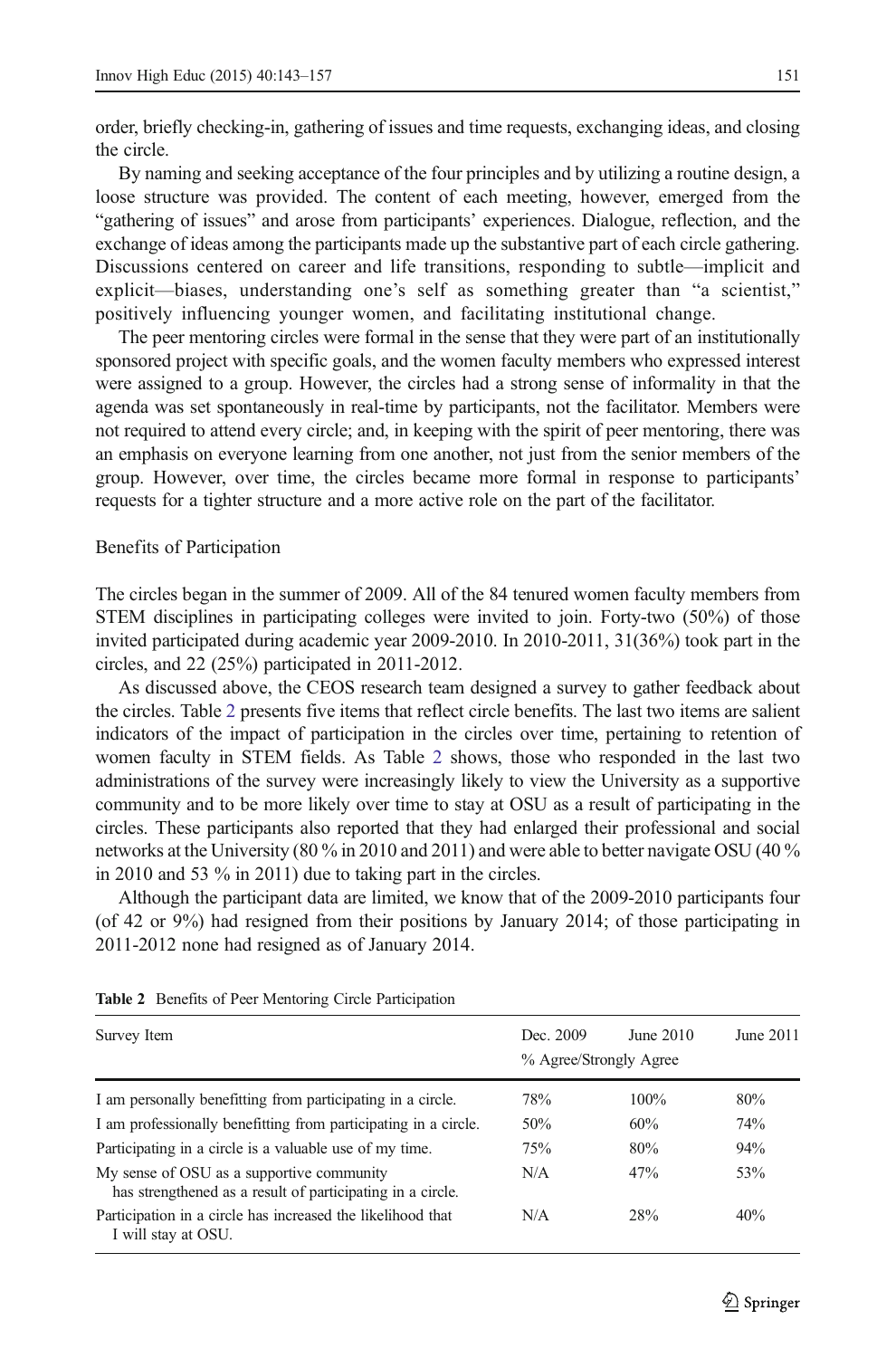order, briefly checking-in, gathering of issues and time requests, exchanging ideas, and closing the circle.

By naming and seeking acceptance of the four principles and by utilizing a routine design, a loose structure was provided. The content of each meeting, however, emerged from the "gathering of issues" and arose from participants' experiences. Dialogue, reflection, and the exchange of ideas among the participants made up the substantive part of each circle gathering. Discussions centered on career and life transitions, responding to subtle—implicit and explicit—biases, understanding one's self as something greater than "a scientist," positively influencing younger women, and facilitating institutional change.

The peer mentoring circles were formal in the sense that they were part of an institutionally sponsored project with specific goals, and the women faculty members who expressed interest were assigned to a group. However, the circles had a strong sense of informality in that the agenda was set spontaneously in real-time by participants, not the facilitator. Members were not required to attend every circle; and, in keeping with the spirit of peer mentoring, there was an emphasis on everyone learning from one another, not just from the senior members of the group. However, over time, the circles became more formal in response to participants' requests for a tighter structure and a more active role on the part of the facilitator.

## Benefits of Participation

The circles began in the summer of 2009. All of the 84 tenured women faculty members from STEM disciplines in participating colleges were invited to join. Forty-two (50%) of those invited participated during academic year 2009-2010. In 2010-2011, 31(36%) took part in the circles, and 22 (25%) participated in 2011-2012.

As discussed above, the CEOS research team designed a survey to gather feedback about the circles. Table 2 presents five items that reflect circle benefits. The last two items are salient indicators of the impact of participation in the circles over time, pertaining to retention of women faculty in STEM fields. As Table 2 shows, those who responded in the last two administrations of the survey were increasingly likely to view the University as a supportive community and to be more likely over time to stay at OSU as a result of participating in the circles. These participants also reported that they had enlarged their professional and social networks at the University (80 % in 2010 and 2011) and were able to better navigate OSU (40 % in 2010 and 53 % in 2011) due to taking part in the circles.

Although the participant data are limited, we know that of the 2009-2010 participants four (of 42 or 9%) had resigned from their positions by January 2014; of those participating in 2011-2012 none had resigned as of January 2014.

**Table 2** Benefits of Peer Mentoring Circle Participation

| Survey Item | Dec. 2009 | June 2010 | June 2011 |
|---|---|---|---|
| | % Agree/Strongly Agree | | |
| I am personally benefitting from participating in a circle. | 78% | 100% | 80% |
| I am professionally benefitting from participating in a circle. | 50% | 60% | 74% |
| Participating in a circle is a valuable use of my time. | 75% | 80% | 94% |
| My sense of OSU as a supportive community has strengthened as a result of participating in a circle. | N/A | 47% | 53% |
| Participation in a circle has increased the likelihood that I will stay at OSU. | N/A | 28% | 40% |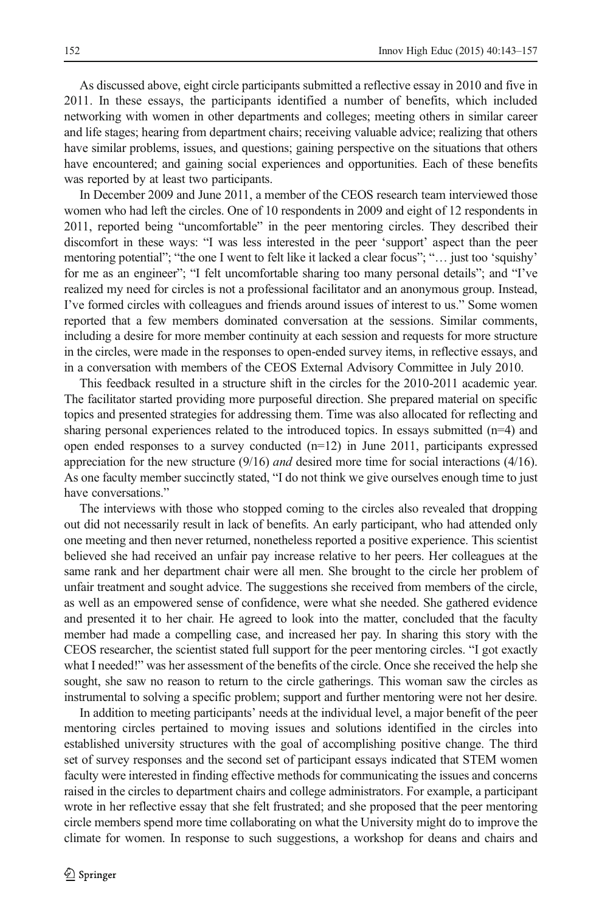As discussed above, eight circle participants submitted a reflective essay in 2010 and five in 2011. In these essays, the participants identified a number of benefits, which included networking with women in other departments and colleges; meeting others in similar career and life stages; hearing from department chairs; receiving valuable advice; realizing that others have similar problems, issues, and questions; gaining perspective on the situations that others have encountered; and gaining social experiences and opportunities. Each of these benefits was reported by at least two participants.

In December 2009 and June 2011, a member of the CEOS research team interviewed those women who had left the circles. One of 10 respondents in 2009 and eight of 12 respondents in 2011, reported being "uncomfortable" in the peer mentoring circles. They described their discomfort in these ways: "I was less interested in the peer 'support' aspect than the peer mentoring potential"; "the one I went to felt like it lacked a clear focus"; "… just too 'squishy' for me as an engineer"; "I felt uncomfortable sharing too many personal details"; and "I've realized my need for circles is not a professional facilitator and an anonymous group. Instead, I've formed circles with colleagues and friends around issues of interest to us." Some women reported that a few members dominated conversation at the sessions. Similar comments, including a desire for more member continuity at each session and requests for more structure in the circles, were made in the responses to open-ended survey items, in reflective essays, and in a conversation with members of the CEOS External Advisory Committee in July 2010.

This feedback resulted in a structure shift in the circles for the 2010-2011 academic year. The facilitator started providing more purposeful direction. She prepared material on specific topics and presented strategies for addressing them. Time was also allocated for reflecting and sharing personal experiences related to the introduced topics. In essays submitted (n=4) and open ended responses to a survey conducted (n=12) in June 2011, participants expressed appreciation for the new structure (9/16) *and* desired more time for social interactions (4/16). As one faculty member succinctly stated, "I do not think we give ourselves enough time to just have conversations."

The interviews with those who stopped coming to the circles also revealed that dropping out did not necessarily result in lack of benefits. An early participant, who had attended only one meeting and then never returned, nonetheless reported a positive experience. This scientist believed she had received an unfair pay increase relative to her peers. Her colleagues at the same rank and her department chair were all men. She brought to the circle her problem of unfair treatment and sought advice. The suggestions she received from members of the circle, as well as an empowered sense of confidence, were what she needed. She gathered evidence and presented it to her chair. He agreed to look into the matter, concluded that the faculty member had made a compelling case, and increased her pay. In sharing this story with the CEOS researcher, the scientist stated full support for the peer mentoring circles. "I got exactly what I needed!" was her assessment of the benefits of the circle. Once she received the help she sought, she saw no reason to return to the circle gatherings. This woman saw the circles as instrumental to solving a specific problem; support and further mentoring were not her desire.

In addition to meeting participants' needs at the individual level, a major benefit of the peer mentoring circles pertained to moving issues and solutions identified in the circles into established university structures with the goal of accomplishing positive change. The third set of survey responses and the second set of participant essays indicated that STEM women faculty were interested in finding effective methods for communicating the issues and concerns raised in the circles to department chairs and college administrators. For example, a participant wrote in her reflective essay that she felt frustrated; and she proposed that the peer mentoring circle members spend more time collaborating on what the University might do to improve the climate for women. In response to such suggestions, a workshop for deans and chairs and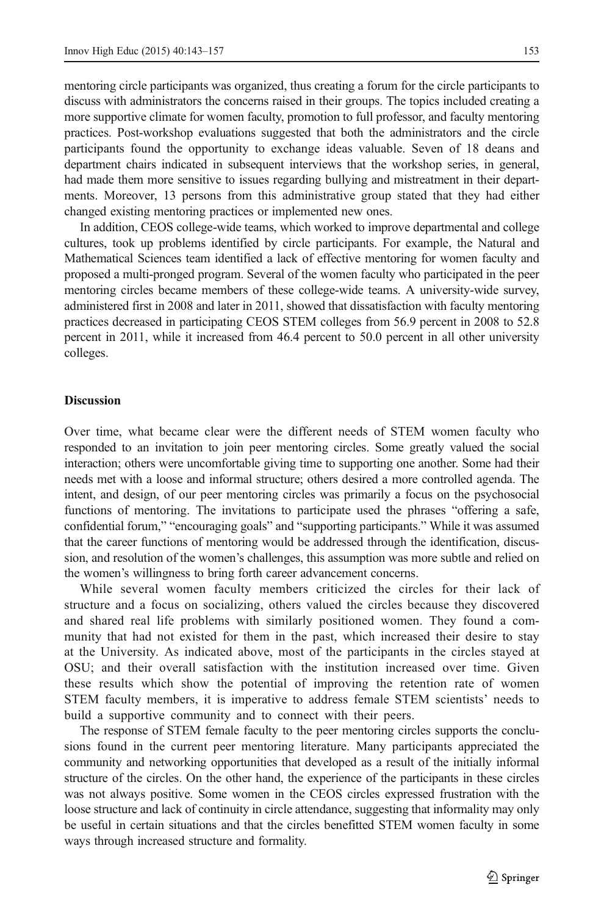mentoring circle participants was organized, thus creating a forum for the circle participants to discuss with administrators the concerns raised in their groups. The topics included creating a more supportive climate for women faculty, promotion to full professor, and faculty mentoring practices. Post-workshop evaluations suggested that both the administrators and the circle participants found the opportunity to exchange ideas valuable. Seven of 18 deans and department chairs indicated in subsequent interviews that the workshop series, in general, had made them more sensitive to issues regarding bullying and mistreatment in their departments. Moreover, 13 persons from this administrative group stated that they had either changed existing mentoring practices or implemented new ones.

In addition, CEOS college-wide teams, which worked to improve departmental and college cultures, took up problems identified by circle participants. For example, the Natural and Mathematical Sciences team identified a lack of effective mentoring for women faculty and proposed a multi-pronged program. Several of the women faculty who participated in the peer mentoring circles became members of these college-wide teams. A university-wide survey, administered first in 2008 and later in 2011, showed that dissatisfaction with faculty mentoring practices decreased in participating CEOS STEM colleges from 56.9 percent in 2008 to 52.8 percent in 2011, while it increased from 46.4 percent to 50.0 percent in all other university colleges.

## Discussion

Over time, what became clear were the different needs of STEM women faculty who responded to an invitation to join peer mentoring circles. Some greatly valued the social interaction; others were uncomfortable giving time to supporting one another. Some had their needs met with a loose and informal structure; others desired a more controlled agenda. The intent, and design, of our peer mentoring circles was primarily a focus on the psychosocial functions of mentoring. The invitations to participate used the phrases "offering a safe, confidential forum," "encouraging goals" and "supporting participants." While it was assumed that the career functions of mentoring would be addressed through the identification, discussion, and resolution of the women's challenges, this assumption was more subtle and relied on the women's willingness to bring forth career advancement concerns.

While several women faculty members criticized the circles for their lack of structure and a focus on socializing, others valued the circles because they discovered and shared real life problems with similarly positioned women. They found a community that had not existed for them in the past, which increased their desire to stay at the University. As indicated above, most of the participants in the circles stayed at OSU; and their overall satisfaction with the institution increased over time. Given these results which show the potential of improving the retention rate of women STEM faculty members, it is imperative to address female STEM scientists' needs to build a supportive community and to connect with their peers.

The response of STEM female faculty to the peer mentoring circles supports the conclusions found in the current peer mentoring literature. Many participants appreciated the community and networking opportunities that developed as a result of the initially informal structure of the circles. On the other hand, the experience of the participants in these circles was not always positive. Some women in the CEOS circles expressed frustration with the loose structure and lack of continuity in circle attendance, suggesting that informality may only be useful in certain situations and that the circles benefitted STEM women faculty in some ways through increased structure and formality.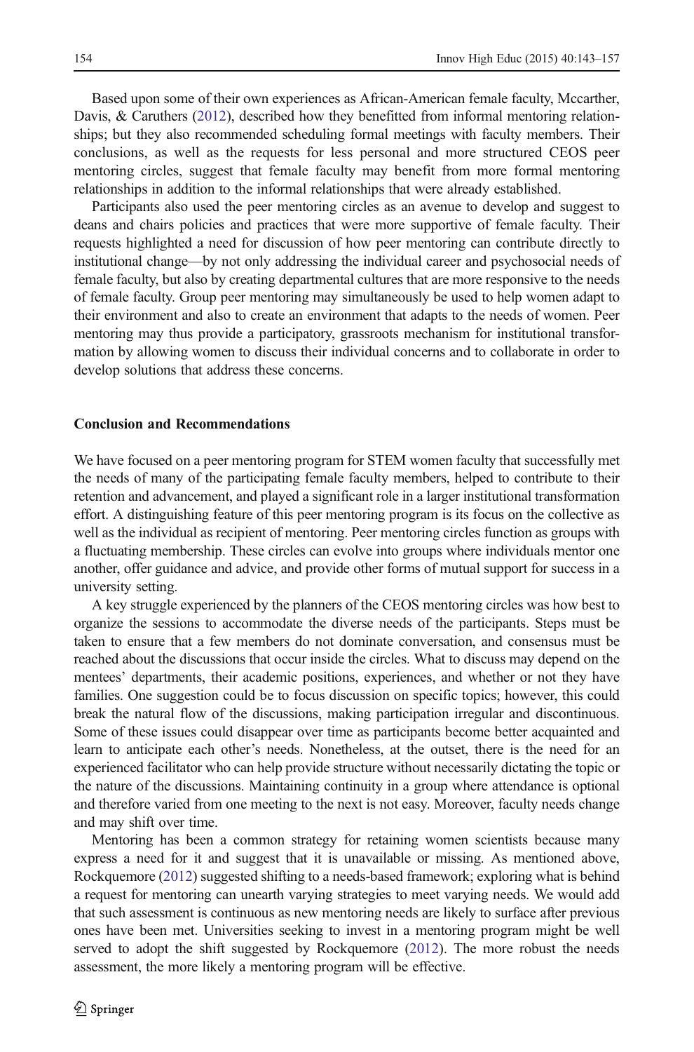Based upon some of their own experiences as African-American female faculty, Mccarther, Davis, & Caruthers (2012), described how they benefitted from informal mentoring relationships; but they also recommended scheduling formal meetings with faculty members. Their conclusions, as well as the requests for less personal and more structured CEOS peer mentoring circles, suggest that female faculty may benefit from more formal mentoring relationships in addition to the informal relationships that were already established.

Participants also used the peer mentoring circles as an avenue to develop and suggest to deans and chairs policies and practices that were more supportive of female faculty. Their requests highlighted a need for discussion of how peer mentoring can contribute directly to institutional change—by not only addressing the individual career and psychosocial needs of female faculty, but also by creating departmental cultures that are more responsive to the needs of female faculty. Group peer mentoring may simultaneously be used to help women adapt to their environment and also to create an environment that adapts to the needs of women. Peer mentoring may thus provide a participatory, grassroots mechanism for institutional transformation by allowing women to discuss their individual concerns and to collaborate in order to develop solutions that address these concerns.

## Conclusion and Recommendations

We have focused on a peer mentoring program for STEM women faculty that successfully met the needs of many of the participating female faculty members, helped to contribute to their retention and advancement, and played a significant role in a larger institutional transformation effort. A distinguishing feature of this peer mentoring program is its focus on the collective as well as the individual as recipient of mentoring. Peer mentoring circles function as groups with a fluctuating membership. These circles can evolve into groups where individuals mentor one another, offer guidance and advice, and provide other forms of mutual support for success in a university setting.

A key struggle experienced by the planners of the CEOS mentoring circles was how best to organize the sessions to accommodate the diverse needs of the participants. Steps must be taken to ensure that a few members do not dominate conversation, and consensus must be reached about the discussions that occur inside the circles. What to discuss may depend on the mentees' departments, their academic positions, experiences, and whether or not they have families. One suggestion could be to focus discussion on specific topics; however, this could break the natural flow of the discussions, making participation irregular and discontinuous. Some of these issues could disappear over time as participants become better acquainted and learn to anticipate each other's needs. Nonetheless, at the outset, there is the need for an experienced facilitator who can help provide structure without necessarily dictating the topic or the nature of the discussions. Maintaining continuity in a group where attendance is optional and therefore varied from one meeting to the next is not easy. Moreover, faculty needs change and may shift over time.

Mentoring has been a common strategy for retaining women scientists because many express a need for it and suggest that it is unavailable or missing. As mentioned above, Rockquemore (2012) suggested shifting to a needs-based framework; exploring what is behind a request for mentoring can unearth varying strategies to meet varying needs. We would add that such assessment is continuous as new mentoring needs are likely to surface after previous ones have been met. Universities seeking to invest in a mentoring program might be well served to adopt the shift suggested by Rockquemore (2012). The more robust the needs assessment, the more likely a mentoring program will be effective.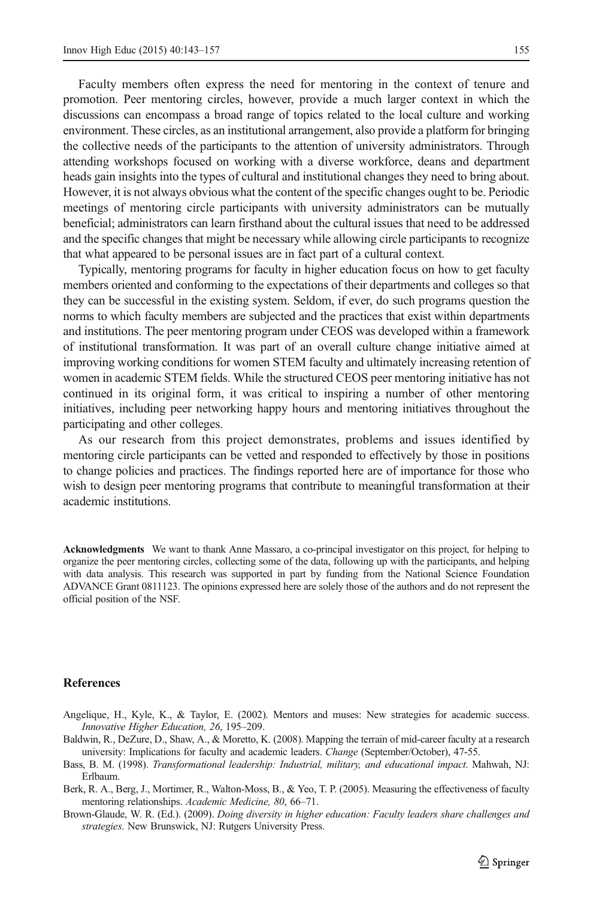Faculty members often express the need for mentoring in the context of tenure and promotion. Peer mentoring circles, however, provide a much larger context in which the discussions can encompass a broad range of topics related to the local culture and working environment. These circles, as an institutional arrangement, also provide a platform for bringing the collective needs of the participants to the attention of university administrators. Through attending workshops focused on working with a diverse workforce, deans and department heads gain insights into the types of cultural and institutional changes they need to bring about. However, it is not always obvious what the content of the specific changes ought to be. Periodic meetings of mentoring circle participants with university administrators can be mutually beneficial; administrators can learn firsthand about the cultural issues that need to be addressed and the specific changes that might be necessary while allowing circle participants to recognize that what appeared to be personal issues are in fact part of a cultural context.

Typically, mentoring programs for faculty in higher education focus on how to get faculty members oriented and conforming to the expectations of their departments and colleges so that they can be successful in the existing system. Seldom, if ever, do such programs question the norms to which faculty members are subjected and the practices that exist within departments and institutions. The peer mentoring program under CEOS was developed within a framework of institutional transformation. It was part of an overall culture change initiative aimed at improving working conditions for women STEM faculty and ultimately increasing retention of women in academic STEM fields. While the structured CEOS peer mentoring initiative has not continued in its original form, it was critical to inspiring a number of other mentoring initiatives, including peer networking happy hours and mentoring initiatives throughout the participating and other colleges.

As our research from this project demonstrates, problems and issues identified by mentoring circle participants can be vetted and responded to effectively by those in positions to change policies and practices. The findings reported here are of importance for those who wish to design peer mentoring programs that contribute to meaningful transformation at their academic institutions.

**Acknowledgments** We want to thank Anne Massaro, a co-principal investigator on this project, for helping to organize the peer mentoring circles, collecting some of the data, following up with the participants, and helping with data analysis. This research was supported in part by funding from the National Science Foundation ADVANCE Grant 0811123. The opinions expressed here are solely those of the authors and do not represent the official position of the NSF.

## References

Angelique, H., Kyle, K., & Taylor, E. (2002). Mentors and muses: New strategies for academic success. *Innovative Higher Education, 26*, 195–209.

Baldwin, R., DeZure, D., Shaw, A., & Moretto, K. (2008). Mapping the terrain of mid-career faculty at a research university: Implications for faculty and academic leaders. *Change* (September/October), 47-55.

Bass, B. M. (1998). *Transformational leadership: Industrial, military, and educational impact*. Mahwah, NJ: Erlbaum.

Berk, R. A., Berg, J., Mortimer, R., Walton-Moss, B., & Yeo, T. P. (2005). Measuring the effectiveness of faculty mentoring relationships. *Academic Medicine, 80*, 66–71.

Brown-Glaude, W. R. (Ed.). (2009). *Doing diversity in higher education: Faculty leaders share challenges and strategies*. New Brunswick, NJ: Rutgers University Press.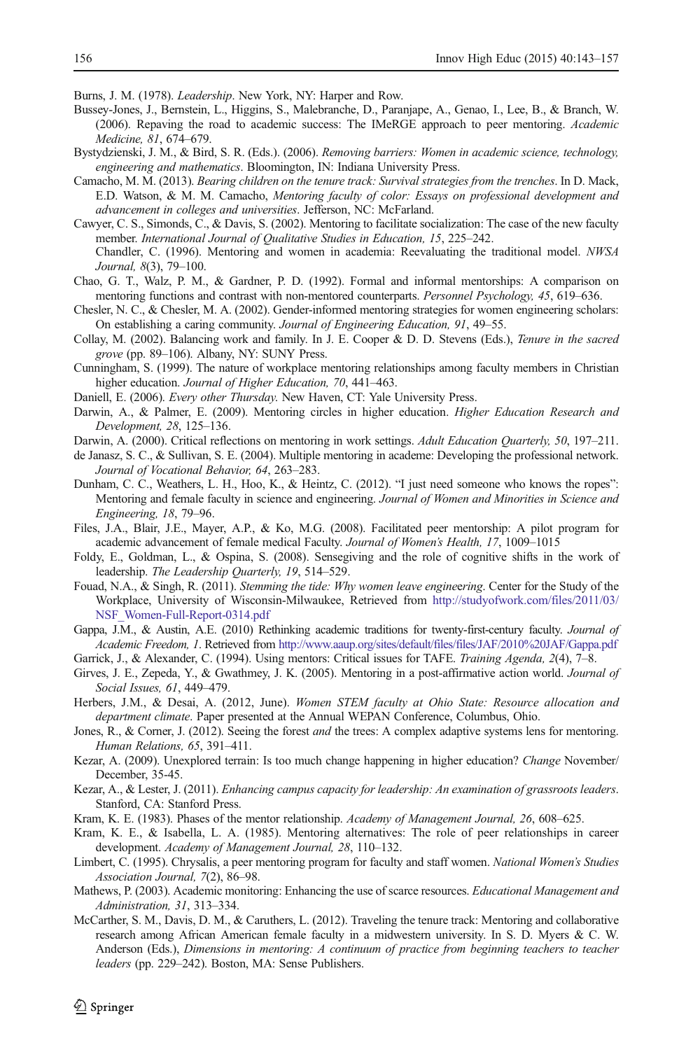Burns, J. M. (1978). *Leadership*. New York, NY: Harper and Row.

Bussey-Jones, J., Bernstein, L., Higgins, S., Malebranche, D., Paranjape, A., Genao, I., Lee, B., & Branch, W. (2006). Repaving the road to academic success: The IMeRGE approach to peer mentoring. *Academic Medicine, 81*, 674–679.

Bystydzienski, J. M., & Bird, S. R. (Eds.). (2006). *Removing barriers: Women in academic science, technology, engineering and mathematics*. Bloomington, IN: Indiana University Press.

Camacho, M. M. (2013). *Bearing children on the tenure track: Survival strategies from the trenches*. In D. Mack, E.D. Watson, & M. M. Camacho, *Mentoring faculty of color: Essays on professional development and advancement in colleges and universities*. Jefferson, NC: McFarland.

Cawyer, C. S., Simonds, C., & Davis, S. (2002). Mentoring to facilitate socialization: The case of the new faculty member. *International Journal of Qualitative Studies in Education, 15*, 225–242.

Chandler, C. (1996). Mentoring and women in academia: Reevaluating the traditional model. *NWSA Journal, 8*(3), 79–100.

Chao, G. T., Walz, P. M., & Gardner, P. D. (1992). Formal and informal mentorships: A comparison on mentoring functions and contrast with non-mentored counterparts. *Personnel Psychology, 45*, 619–636.

Chesler, N. C., & Chesler, M. A. (2002). Gender-informed mentoring strategies for women engineering scholars: On establishing a caring community. *Journal of Engineering Education, 91*, 49–55.

Collay, M. (2002). Balancing work and family. In J. E. Cooper & D. D. Stevens (Eds.), *Tenure in the sacred grove* (pp. 89–106). Albany, NY: SUNY Press.

Cunningham, S. (1999). The nature of workplace mentoring relationships among faculty members in Christian higher education. *Journal of Higher Education, 70*, 441–463.

Daniell, E. (2006). *Every other Thursday*. New Haven, CT: Yale University Press.

Darwin, A., & Palmer, E. (2009). Mentoring circles in higher education. *Higher Education Research and Development, 28*, 125–136.

Darwin, A. (2000). Critical reflections on mentoring in work settings. *Adult Education Quarterly, 50*, 197–211.

de Janasz, S. C., & Sullivan, S. E. (2004). Multiple mentoring in academe: Developing the professional network. *Journal of Vocational Behavior, 64*, 263–283.

Dunham, C. C., Weathers, L. H., Hoo, K., & Heintz, C. (2012). "I just need someone who knows the ropes": Mentoring and female faculty in science and engineering. *Journal of Women and Minorities in Science and Engineering, 18*, 79–96.

Files, J.A., Blair, J.E., Mayer, A.P., & Ko, M.G. (2008). Facilitated peer mentorship: A pilot program for academic advancement of female medical Faculty. *Journal of Women's Health, 17*, 1009–1015

Foldy, E., Goldman, L., & Ospina, S. (2008). Sensegiving and the role of cognitive shifts in the work of leadership. *The Leadership Quarterly, 19*, 514–529.

Fouad, N.A., & Singh, R. (2011). *Stemming the tide: Why women leave engineering*. Center for the Study of the Workplace, University of Wisconsin-Milwaukee, Retrieved from http://studyofwork.com/files/2011/03/NSF_Women-Full-Report-0314.pdf

Gappa, J.M., & Austin, A.E. (2010) Rethinking academic traditions for twenty-first-century faculty. *Journal of Academic Freedom, 1*. Retrieved from http://www.aaup.org/sites/default/files/files/JAF/2010%20JAF/Gappa.pdf

Garrick, J., & Alexander, C. (1994). Using mentors: Critical issues for TAFE. *Training Agenda, 2*(4), 7–8.

Girves, J. E., Zepeda, Y., & Gwathmey, J. K. (2005). Mentoring in a post-affirmative action world. *Journal of Social Issues, 61*, 449–479.

Herbers, J.M., & Desai, A. (2012, June). *Women STEM faculty at Ohio State: Resource allocation and department climate*. Paper presented at the Annual WEPAN Conference, Columbus, Ohio.

Jones, R., & Corner, J. (2012). Seeing the forest *and* the trees: A complex adaptive systems lens for mentoring. *Human Relations, 65*, 391–411.

Kezar, A. (2009). Unexplored terrain: Is too much change happening in higher education? *Change* November/December, 35-45.

Kezar, A., & Lester, J. (2011). *Enhancing campus capacity for leadership: An examination of grassroots leaders*. Stanford, CA: Stanford Press.

Kram, K. E. (1983). Phases of the mentor relationship. *Academy of Management Journal, 26*, 608–625.

Kram, K. E., & Isabella, L. A. (1985). Mentoring alternatives: The role of peer relationships in career development. *Academy of Management Journal, 28*, 110–132.

Limbert, C. (1995). Chrysalis, a peer mentoring program for faculty and staff women. *National Women's Studies Association Journal, 7*(2), 86–98.

Mathews, P. (2003). Academic monitoring: Enhancing the use of scarce resources. *Educational Management and Administration, 31*, 313–334.

McCarther, S. M., Davis, D. M., & Caruthers, L. (2012). Traveling the tenure track: Mentoring and collaborative research among African American female faculty in a midwestern university. In S. D. Myers & C. W. Anderson (Eds.), *Dimensions in mentoring: A continuum of practice from beginning teachers to teacher leaders* (pp. 229–242). Boston, MA: Sense Publishers.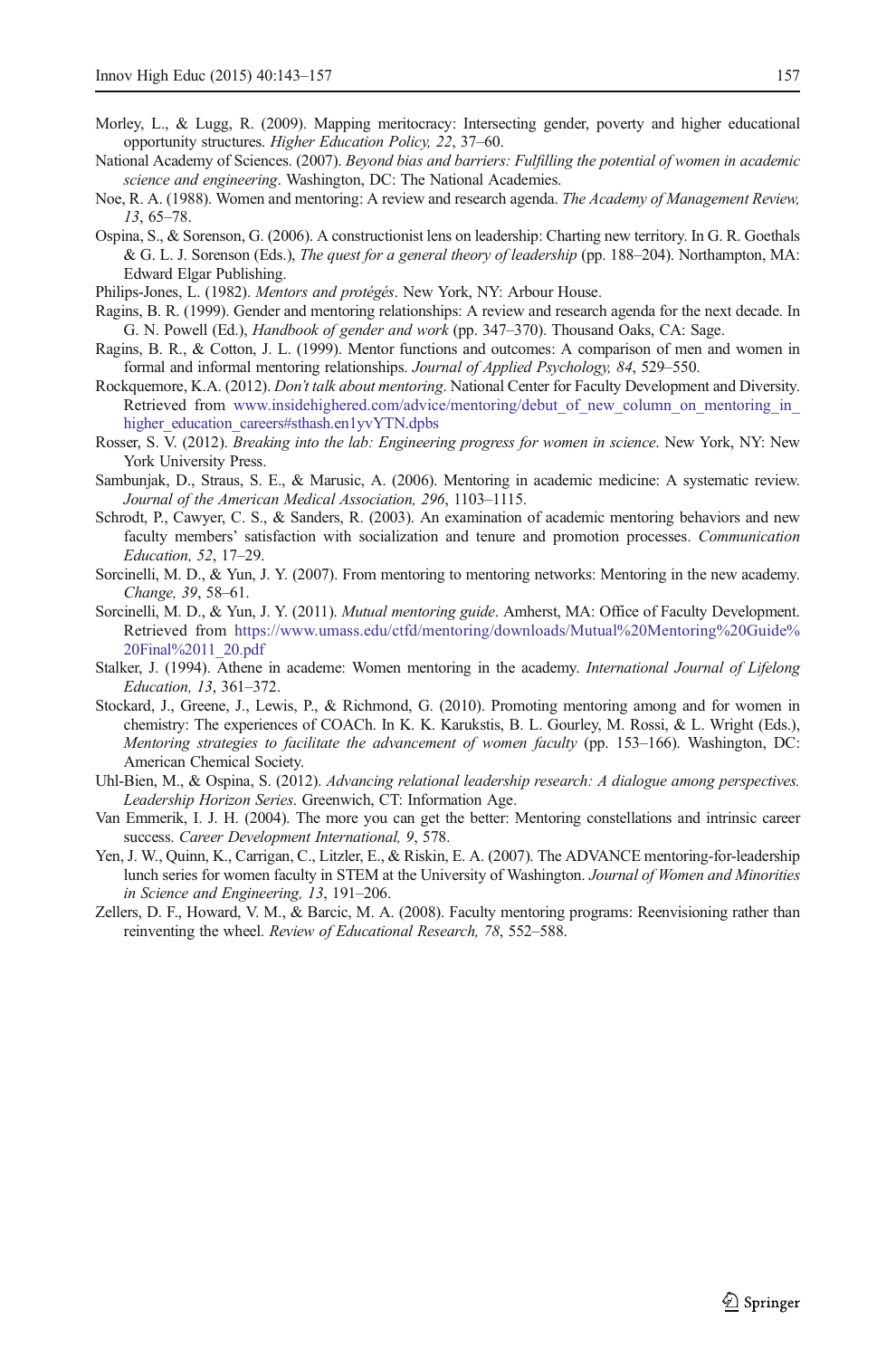Morley, L., & Lugg, R. (2009). Mapping meritocracy: Intersecting gender, poverty and higher educational opportunity structures. *Higher Education Policy, 22*, 37–60.

National Academy of Sciences. (2007). *Beyond bias and barriers: Fulfilling the potential of women in academic science and engineering*. Washington, DC: The National Academies.

Noe, R. A. (1988). Women and mentoring: A review and research agenda. *The Academy of Management Review, 13*, 65–78.

Ospina, S., & Sorenson, G. (2006). A constructionist lens on leadership: Charting new territory. In G. R. Goethals & G. L. J. Sorenson (Eds.), *The quest for a general theory of leadership* (pp. 188–204). Northampton, MA: Edward Elgar Publishing.

Philips-Jones, L. (1982). *Mentors and protégés*. New York, NY: Arbour House.

Ragins, B. R. (1999). Gender and mentoring relationships: A review and research agenda for the next decade. In G. N. Powell (Ed.), *Handbook of gender and work* (pp. 347–370). Thousand Oaks, CA: Sage.

Ragins, B. R., & Cotton, J. L. (1999). Mentor functions and outcomes: A comparison of men and women in formal and informal mentoring relationships. *Journal of Applied Psychology, 84*, 529–550.

Rockquemore, K.A. (2012). *Don't talk about mentoring*. National Center for Faculty Development and Diversity. Retrieved from www.insidehighered.com/advice/mentoring/debut_of_new_column_on_mentoring_in_higher_education_careers#sthash.en1yvYTN.dpbs

Rosser, S. V. (2012). *Breaking into the lab: Engineering progress for women in science*. New York, NY: New York University Press.

Sambunjak, D., Straus, S. E., & Marusic, A. (2006). Mentoring in academic medicine: A systematic review. *Journal of the American Medical Association, 296*, 1103–1115.

Schrodt, P., Cawyer, C. S., & Sanders, R. (2003). An examination of academic mentoring behaviors and new faculty members' satisfaction with socialization and tenure and promotion processes. *Communication Education, 52*, 17–29.

Sorcinelli, M. D., & Yun, J. Y. (2007). From mentoring to mentoring networks: Mentoring in the new academy. *Change, 39*, 58–61.

Sorcinelli, M. D., & Yun, J. Y. (2011). *Mutual mentoring guide*. Amherst, MA: Office of Faculty Development. Retrieved from https://www.umass.edu/ctfd/mentoring/downloads/Mutual%20Mentoring%20Guide%20Final%2011_20.pdf

Stalker, J. (1994). Athene in academe: Women mentoring in the academy. *International Journal of Lifelong Education, 13*, 361–372.

Stockard, J., Greene, J., Lewis, P., & Richmond, G. (2010). Promoting mentoring among and for women in chemistry: The experiences of COACh. In K. K. Karukstis, B. L. Gourley, M. Rossi, & L. Wright (Eds.), *Mentoring strategies to facilitate the advancement of women faculty* (pp. 153–166). Washington, DC: American Chemical Society.

Uhl-Bien, M., & Ospina, S. (2012). *Advancing relational leadership research: A dialogue among perspectives. Leadership Horizon Series*. Greenwich, CT: Information Age.

Van Emmerik, I. J. H. (2004). The more you can get the better: Mentoring constellations and intrinsic career success. *Career Development International, 9*, 578.

Yen, J. W., Quinn, K., Carrigan, C., Litzler, E., & Riskin, E. A. (2007). The ADVANCE mentoring-for-leadership lunch series for women faculty in STEM at the University of Washington. *Journal of Women and Minorities in Science and Engineering, 13*, 191–206.

Zellers, D. F., Howard, V. M., & Barcic, M. A. (2008). Faculty mentoring programs: Reenvisioning rather than reinventing the wheel. *Review of Educational Research, 78*, 552–588.